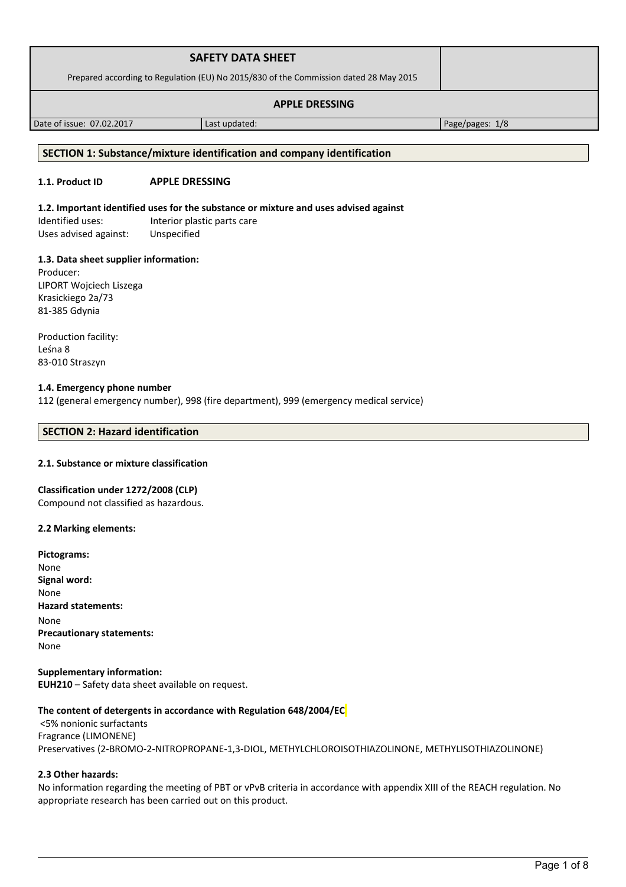| SAFETY DATA SHEET<br>Prepared according to Regulation (EU) No 2015/830 of the Commission dated 28 May 2015 | | |
|---|---|---|
| **APPLE DRESSING** | | |
| Date of issue: 07.02.2017 | Last updated: | Page/pages: 1/8 |

## SECTION 1: Substance/mixture identification and company identification

**1.1. Product ID** **APPLE DRESSING**

**1.2. Important identified uses for the substance or mixture and uses advised against**

Identified uses: Interior plastic parts care
Uses advised against: Unspecified

**1.3. Data sheet supplier information:**

Producer:
LIPORT Wojciech Liszega
Krasickiego 2a/73
81-385 Gdynia

Production facility:
Leśna 8
83-010 Straszyn

**1.4. Emergency phone number**

112 (general emergency number), 998 (fire department), 999 (emergency medical service)

## SECTION 2: Hazard identification

**2.1. Substance or mixture classification**

**Classification under 1272/2008 (CLP)**
Compound not classified as hazardous.

**2.2 Marking elements:**

**Pictograms:**
None
**Signal word:**
None
**Hazard statements:**
None
**Precautionary statements:**
None

**Supplementary information:**
**EUH210** – Safety data sheet available on request.

**The content of detergents in accordance with Regulation 648/2004/EC**

<5% nonionic surfactants
Fragrance (LIMONENE)
Preservatives (2-BROMO-2-NITROPROPANE-1,3-DIOL, METHYLCHLOROISOTHIAZOLINONE, METHYLISOTHIAZOLINONE)

**2.3 Other hazards:**

No information regarding the meeting of PBT or vPvB criteria in accordance with appendix XIII of the REACH regulation. No appropriate research has been carried out on this product.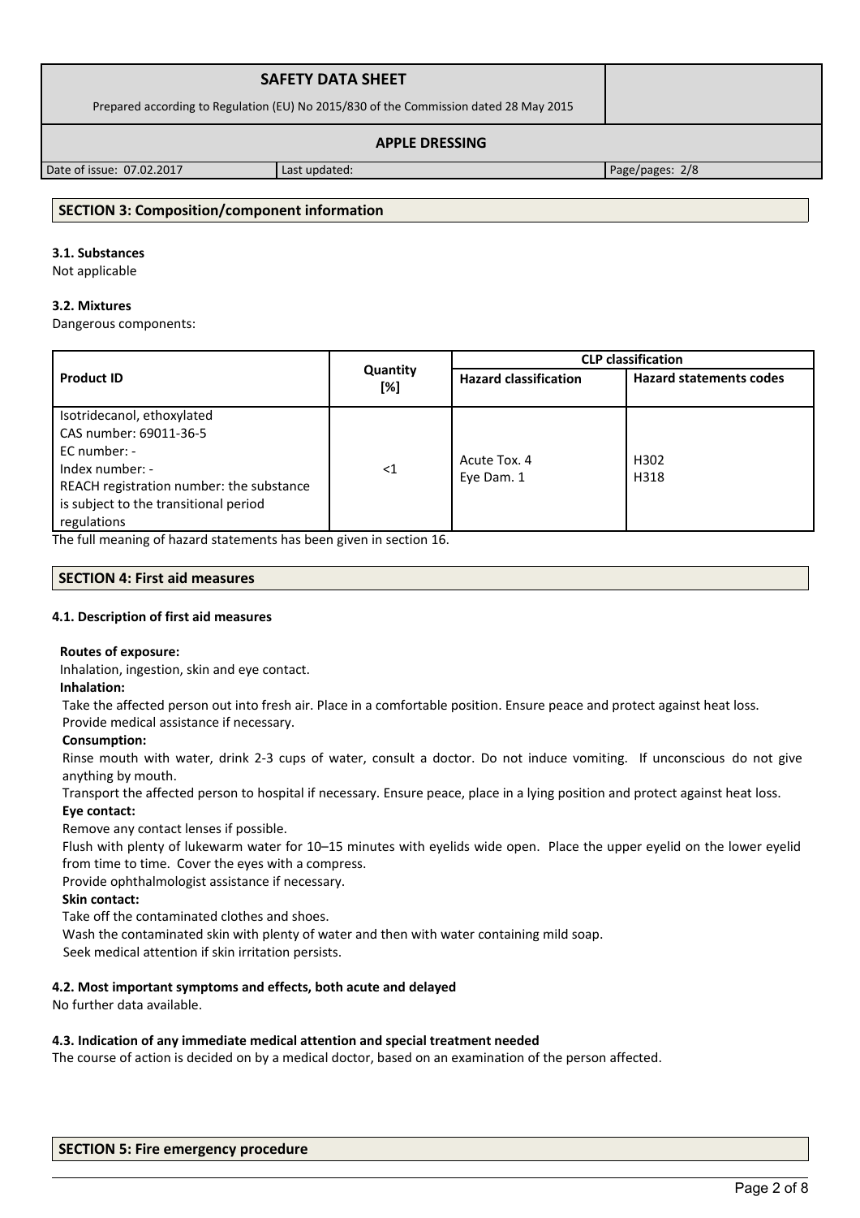## SECTION 3: Composition/component information

### 3.1. Substances

Not applicable

### 3.2. Mixtures

Dangerous components:

| Product ID | Quantity [%] | CLP classification | |
|---|---|---|---|
| | | Hazard classification | Hazard statements codes |
| Isotridecanol, ethoxylated<br>CAS number: 69011-36-5<br>EC number: -<br>Index number: -<br>REACH registration number: the substance is subject to the transitional period regulations | <1 | Acute Tox. 4<br>Eye Dam. 1 | H302<br>H318 |

The full meaning of hazard statements has been given in section 16.

## SECTION 4: First aid measures

### 4.1. Description of first aid measures

**Routes of exposure:**

Inhalation, ingestion, skin and eye contact.

**Inhalation:**

Take the affected person out into fresh air. Place in a comfortable position. Ensure peace and protect against heat loss.

Provide medical assistance if necessary.

**Consumption:**

Rinse mouth with water, drink 2-3 cups of water, consult a doctor. Do not induce vomiting. If unconscious do not give anything by mouth.

Transport the affected person to hospital if necessary. Ensure peace, place in a lying position and protect against heat loss.

**Eye contact:**

Remove any contact lenses if possible.

Flush with plenty of lukewarm water for 10–15 minutes with eyelids wide open. Place the upper eyelid on the lower eyelid from time to time. Cover the eyes with a compress.

Provide ophthalmologist assistance if necessary.

**Skin contact:**

Take off the contaminated clothes and shoes.

Wash the contaminated skin with plenty of water and then with water containing mild soap.

Seek medical attention if skin irritation persists.

### 4.2. Most important symptoms and effects, both acute and delayed

No further data available.

### 4.3. Indication of any immediate medical attention and special treatment needed

The course of action is decided on by a medical doctor, based on an examination of the person affected.

## SECTION 5: Fire emergency procedure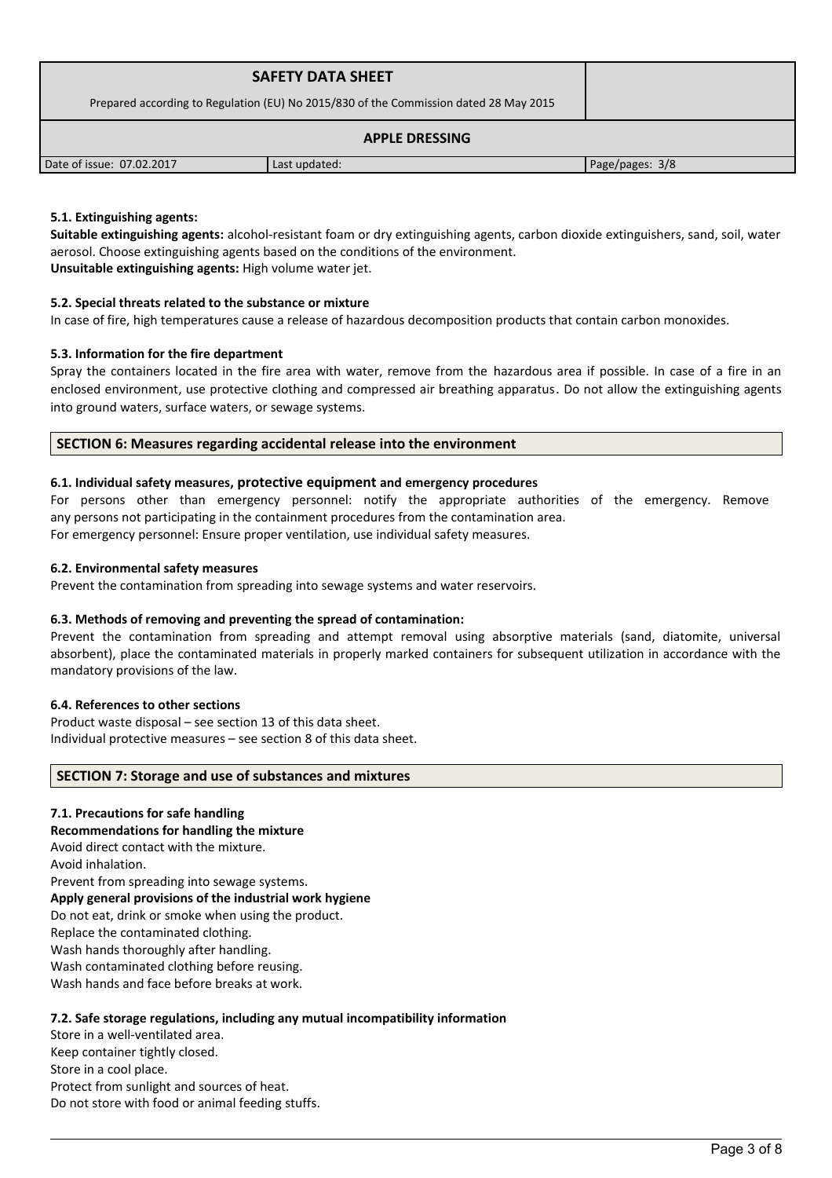#### 5.1. Extinguishing agents:

**Suitable extinguishing agents:** alcohol-resistant foam or dry extinguishing agents, carbon dioxide extinguishers, sand, soil, water aerosol. Choose extinguishing agents based on the conditions of the environment.
**Unsuitable extinguishing agents:** High volume water jet.

#### 5.2. Special threats related to the substance or mixture

In case of fire, high temperatures cause a release of hazardous decomposition products that contain carbon monoxides.

#### 5.3. Information for the fire department

Spray the containers located in the fire area with water, remove from the hazardous area if possible. In case of a fire in an enclosed environment, use protective clothing and compressed air breathing apparatus. Do not allow the extinguishing agents into ground waters, surface waters, or sewage systems.

## SECTION 6: Measures regarding accidental release into the environment

#### 6.1. Individual safety measures, protective equipment and emergency procedures

For persons other than emergency personnel: notify the appropriate authorities of the emergency. Remove any persons not participating in the containment procedures from the contamination area.
For emergency personnel: Ensure proper ventilation, use individual safety measures.

#### 6.2. Environmental safety measures

Prevent the contamination from spreading into sewage systems and water reservoirs.

#### 6.3. Methods of removing and preventing the spread of contamination:

Prevent the contamination from spreading and attempt removal using absorptive materials (sand, diatomite, universal absorbent), place the contaminated materials in properly marked containers for subsequent utilization in accordance with the mandatory provisions of the law.

#### 6.4. References to other sections

Product waste disposal – see section 13 of this data sheet.
Individual protective measures – see section 8 of this data sheet.

## SECTION 7: Storage and use of substances and mixtures

#### 7.1. Precautions for safe handling

**Recommendations for handling the mixture**
Avoid direct contact with the mixture.
Avoid inhalation.
Prevent from spreading into sewage systems.
**Apply general provisions of the industrial work hygiene**
Do not eat, drink or smoke when using the product.
Replace the contaminated clothing.
Wash hands thoroughly after handling.
Wash contaminated clothing before reusing.
Wash hands and face before breaks at work.

#### 7.2. Safe storage regulations, including any mutual incompatibility information

Store in a well-ventilated area.
Keep container tightly closed.
Store in a cool place.
Protect from sunlight and sources of heat.
Do not store with food or animal feeding stuffs.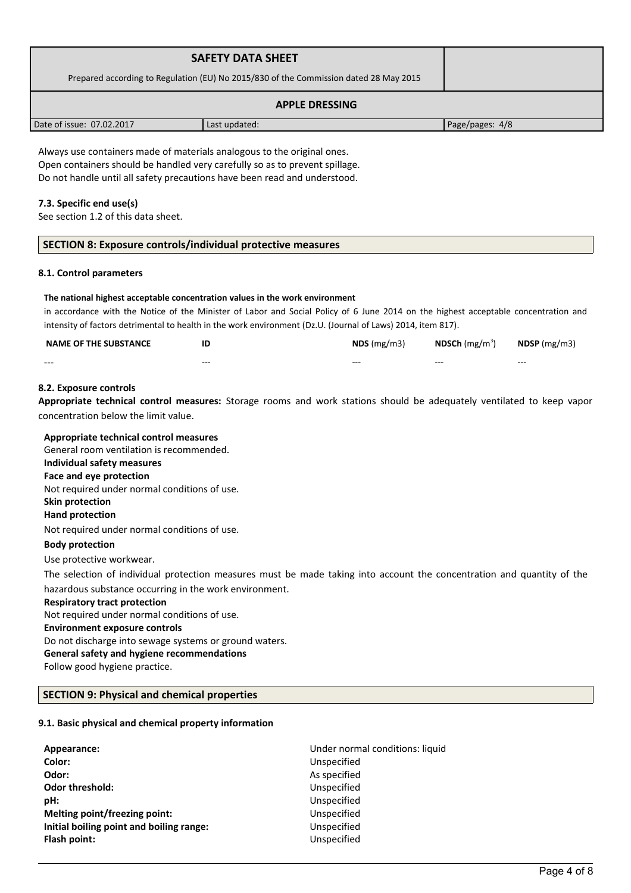Always use containers made of materials analogous to the original ones.
Open containers should be handled very carefully so as to prevent spillage.
Do not handle until all safety precautions have been read and understood.

**7.3. Specific end use(s)**
See section 1.2 of this data sheet.

## SECTION 8: Exposure controls/individual protective measures

**8.1. Control parameters**

**The national highest acceptable concentration values in the work environment**
in accordance with the Notice of the Minister of Labor and Social Policy of 6 June 2014 on the highest acceptable concentration and intensity of factors detrimental to health in the work environment (Dz.U. (Journal of Laws) 2014, item 817).

| NAME OF THE SUBSTANCE | ID | NDS (mg/m3) | NDSCh (mg/m$^3$) | NDSP (mg/m3) |
|---|---|---|---|---|
| --- | --- | --- | --- | --- |

**8.2. Exposure controls**
**Appropriate technical control measures:** Storage rooms and work stations should be adequately ventilated to keep vapor concentration below the limit value.

**Appropriate technical control measures**
General room ventilation is recommended.
**Individual safety measures**
**Face and eye protection**
Not required under normal conditions of use.
**Skin protection**
**Hand protection**
Not required under normal conditions of use.
**Body protection**
Use protective workwear.
The selection of individual protection measures must be made taking into account the concentration and quantity of the hazardous substance occurring in the work environment.
**Respiratory tract protection**
Not required under normal conditions of use.
**Environment exposure controls**
Do not discharge into sewage systems or ground waters.
**General safety and hygiene recommendations**
Follow good hygiene practice.

## SECTION 9: Physical and chemical properties

**9.1. Basic physical and chemical property information**

**Appearance:** Under normal conditions: liquid
**Color:** Unspecified
**Odor:** As specified
**Odor threshold:** Unspecified
**pH:** Unspecified
**Melting point/freezing point:** Unspecified
**Initial boiling point and boiling range:** Unspecified
**Flash point:** Unspecified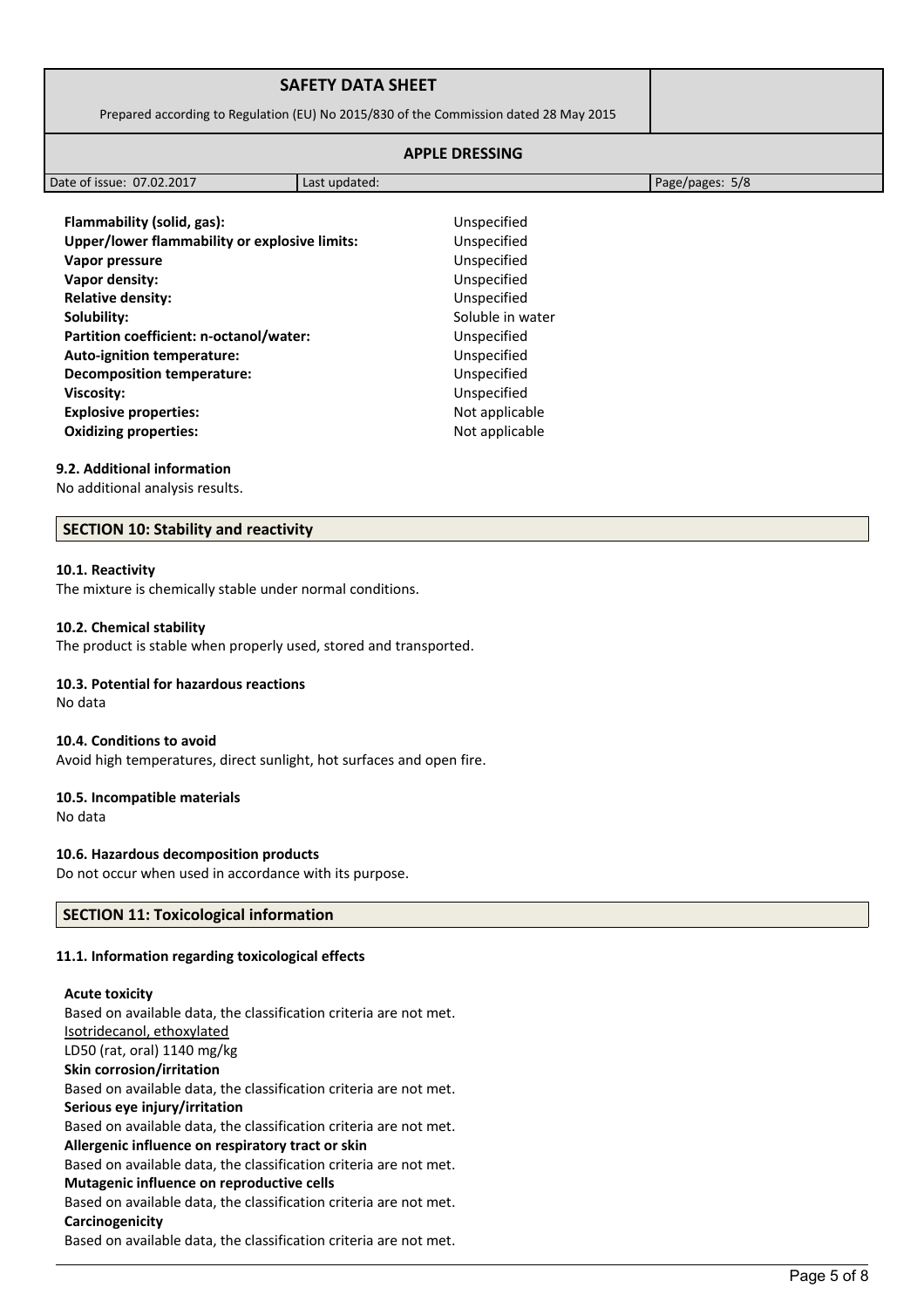| | |
|---|---|
| **Flammability (solid, gas):** | Unspecified |
| **Upper/lower flammability or explosive limits:** | Unspecified |
| **Vapor pressure** | Unspecified |
| **Vapor density:** | Unspecified |
| **Relative density:** | Unspecified |
| **Solubility:** | Soluble in water |
| **Partition coefficient: n-octanol/water:** | Unspecified |
| **Auto-ignition temperature:** | Unspecified |
| **Decomposition temperature:** | Unspecified |
| **Viscosity:** | Unspecified |
| **Explosive properties:** | Not applicable |
| **Oxidizing properties:** | Not applicable |

### 9.2. Additional information

No additional analysis results.

## SECTION 10: Stability and reactivity

### 10.1. Reactivity

The mixture is chemically stable under normal conditions.

### 10.2. Chemical stability

The product is stable when properly used, stored and transported.

### 10.3. Potential for hazardous reactions

No data

### 10.4. Conditions to avoid

Avoid high temperatures, direct sunlight, hot surfaces and open fire.

### 10.5. Incompatible materials

No data

### 10.6. Hazardous decomposition products

Do not occur when used in accordance with its purpose.

## SECTION 11: Toxicological information

### 11.1. Information regarding toxicological effects

**Acute toxicity**
Based on available data, the classification criteria are not met.
Isotridecanol, ethoxylated
LD50 (rat, oral) 1140 mg/kg

**Skin corrosion/irritation**
Based on available data, the classification criteria are not met.

**Serious eye injury/irritation**
Based on available data, the classification criteria are not met.

**Allergenic influence on respiratory tract or skin**
Based on available data, the classification criteria are not met.

**Mutagenic influence on reproductive cells**
Based on available data, the classification criteria are not met.

**Carcinogenicity**
Based on available data, the classification criteria are not met.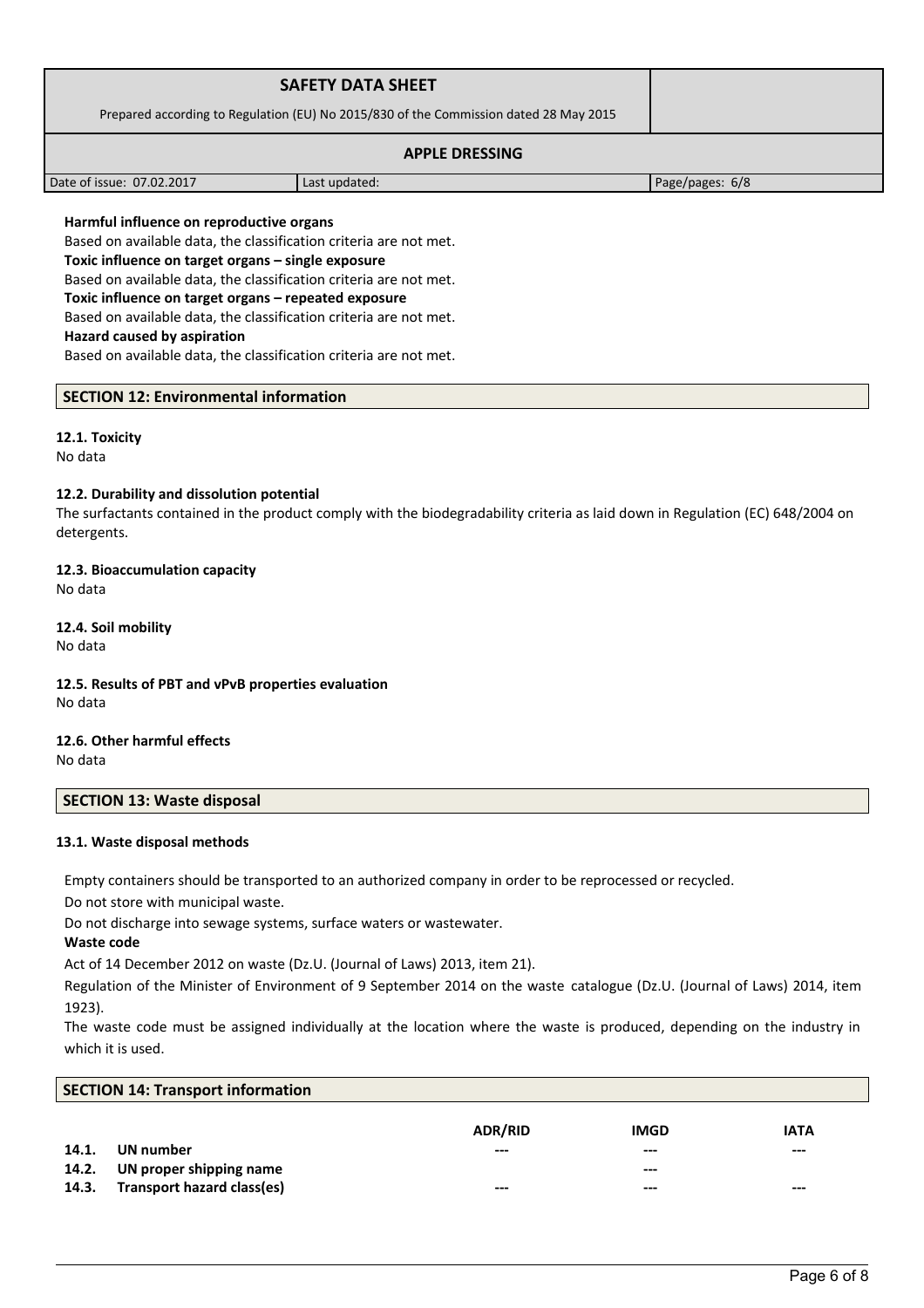**Harmful influence on reproductive organs**

Based on available data, the classification criteria are not met.

**Toxic influence on target organs – single exposure**

Based on available data, the classification criteria are not met.

**Toxic influence on target organs – repeated exposure**

Based on available data, the classification criteria are not met.

**Hazard caused by aspiration**

Based on available data, the classification criteria are not met.

## SECTION 12: Environmental information

### 12.1. Toxicity

No data

### 12.2. Durability and dissolution potential

The surfactants contained in the product comply with the biodegradability criteria as laid down in Regulation (EC) 648/2004 on detergents.

### 12.3. Bioaccumulation capacity

No data

### 12.4. Soil mobility

No data

### 12.5. Results of PBT and vPvB properties evaluation

No data

### 12.6. Other harmful effects

No data

## SECTION 13: Waste disposal

### 13.1. Waste disposal methods

Empty containers should be transported to an authorized company in order to be reprocessed or recycled.

Do not store with municipal waste.

Do not discharge into sewage systems, surface waters or wastewater.

**Waste code**

Act of 14 December 2012 on waste (Dz.U. (Journal of Laws) 2013, item 21).

Regulation of the Minister of Environment of 9 September 2014 on the waste catalogue (Dz.U. (Journal of Laws) 2014, item 1923).

The waste code must be assigned individually at the location where the waste is produced, depending on the industry in which it is used.

## SECTION 14: Transport information

| | | ADR/RID | IMGD | IATA |
|---|---|---|---|---|
| **14.1.** | **UN number** | --- | --- | --- |
| **14.2.** | **UN proper shipping name** | | --- | |
| **14.3.** | **Transport hazard class(es)** | --- | --- | --- |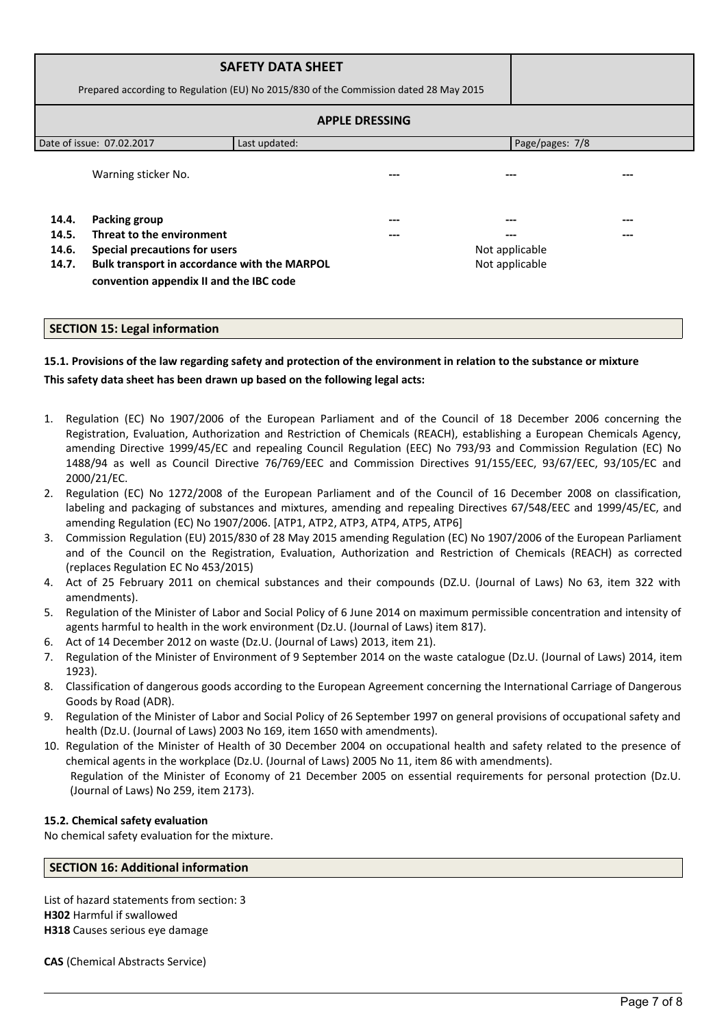| | | | | |
|---|---|---|---|---|
| | Warning sticker No. | --- | --- | --- |
| **14.4.** | **Packing group** | --- | --- | --- |
| **14.5.** | **Threat to the environment** | --- | --- | --- |
| **14.6.** | **Special precautions for users** | | Not applicable | |
| **14.7.** | **Bulk transport in accordance with the MARPOL convention appendix II and the IBC code** | | Not applicable | |

## SECTION 15: Legal information

**15.1. Provisions of the law regarding safety and protection of the environment in relation to the substance or mixture**

**This safety data sheet has been drawn up based on the following legal acts:**

1. Regulation (EC) No 1907/2006 of the European Parliament and of the Council of 18 December 2006 concerning the Registration, Evaluation, Authorization and Restriction of Chemicals (REACH), establishing a European Chemicals Agency, amending Directive 1999/45/EC and repealing Council Regulation (EEC) No 793/93 and Commission Regulation (EC) No 1488/94 as well as Council Directive 76/769/EEC and Commission Directives 91/155/EEC, 93/67/EEC, 93/105/EC and 2000/21/EC.
2. Regulation (EC) No 1272/2008 of the European Parliament and of the Council of 16 December 2008 on classification, labeling and packaging of substances and mixtures, amending and repealing Directives 67/548/EEC and 1999/45/EC, and amending Regulation (EC) No 1907/2006. [ATP1, ATP2, ATP3, ATP4, ATP5, ATP6]
3. Commission Regulation (EU) 2015/830 of 28 May 2015 amending Regulation (EC) No 1907/2006 of the European Parliament and of the Council on the Registration, Evaluation, Authorization and Restriction of Chemicals (REACH) as corrected (replaces Regulation EC No 453/2015)
4. Act of 25 February 2011 on chemical substances and their compounds (DZ.U. (Journal of Laws) No 63, item 322 with amendments).
5. Regulation of the Minister of Labor and Social Policy of 6 June 2014 on maximum permissible concentration and intensity of agents harmful to health in the work environment (Dz.U. (Journal of Laws) item 817).
6. Act of 14 December 2012 on waste (Dz.U. (Journal of Laws) 2013, item 21).
7. Regulation of the Minister of Environment of 9 September 2014 on the waste catalogue (Dz.U. (Journal of Laws) 2014, item 1923).
8. Classification of dangerous goods according to the European Agreement concerning the International Carriage of Dangerous Goods by Road (ADR).
9. Regulation of the Minister of Labor and Social Policy of 26 September 1997 on general provisions of occupational safety and health (Dz.U. (Journal of Laws) 2003 No 169, item 1650 with amendments).
10. Regulation of the Minister of Health of 30 December 2004 on occupational health and safety related to the presence of chemical agents in the workplace (Dz.U. (Journal of Laws) 2005 No 11, item 86 with amendments).
    Regulation of the Minister of Economy of 21 December 2005 on essential requirements for personal protection (Dz.U. (Journal of Laws) No 259, item 2173).

**15.2. Chemical safety evaluation**

No chemical safety evaluation for the mixture.

## SECTION 16: Additional information

List of hazard statements from section: 3

**H302** Harmful if swallowed

**H318** Causes serious eye damage

**CAS** (Chemical Abstracts Service)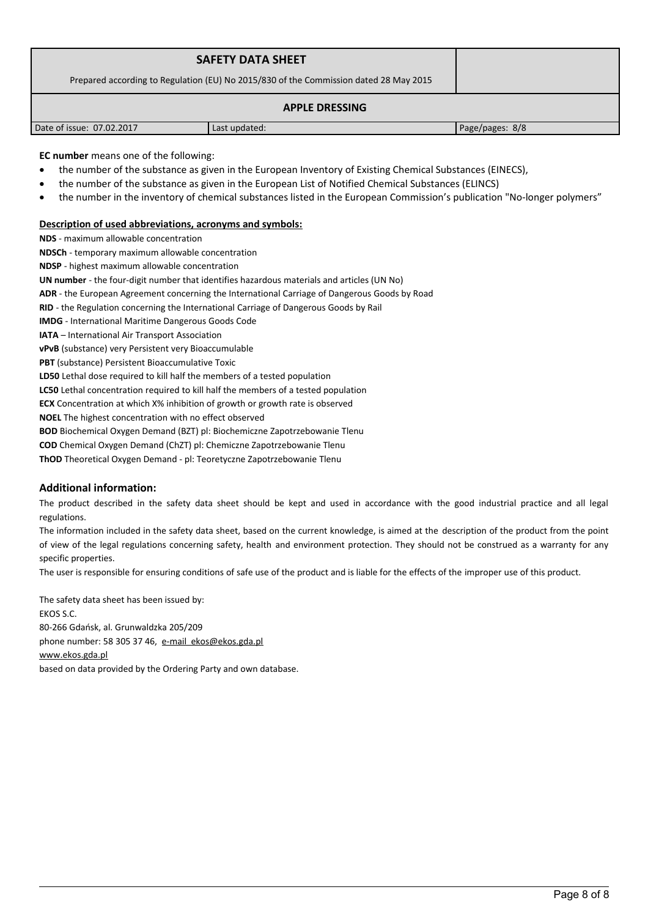**EC number** means one of the following:

- the number of the substance as given in the European Inventory of Existing Chemical Substances (EINECS),
- the number of the substance as given in the European List of Notified Chemical Substances (ELINCS)
- the number in the inventory of chemical substances listed in the European Commission's publication "No-longer polymers"

**Description of used abbreviations, acronyms and symbols:**

**NDS** - maximum allowable concentration
**NDSCh** - temporary maximum allowable concentration
**NDSP** - highest maximum allowable concentration
**UN number** - the four-digit number that identifies hazardous materials and articles (UN No)
**ADR** - the European Agreement concerning the International Carriage of Dangerous Goods by Road
**RID** - the Regulation concerning the International Carriage of Dangerous Goods by Rail
**IMDG** - International Maritime Dangerous Goods Code
**IATA** – International Air Transport Association
**vPvB** (substance) very Persistent very Bioaccumulable
**PBT** (substance) Persistent Bioaccumulative Toxic
**LD50** Lethal dose required to kill half the members of a tested population
**LC50** Lethal concentration required to kill half the members of a tested population
**ECX** Concentration at which X% inhibition of growth or growth rate is observed
**NOEL** The highest concentration with no effect observed
**BOD** Biochemical Oxygen Demand (BZT) pl: Biochemiczne Zapotrzebowanie Tlenu
**COD** Chemical Oxygen Demand (ChZT) pl: Chemiczne Zapotrzebowanie Tlenu
**ThOD** Theoretical Oxygen Demand - pl: Teoretyczne Zapotrzebowanie Tlenu

### Additional information:

The product described in the safety data sheet should be kept and used in accordance with the good industrial practice and all legal regulations.

The information included in the safety data sheet, based on the current knowledge, is aimed at the description of the product from the point of view of the legal regulations concerning safety, health and environment protection. They should not be construed as a warranty for any specific properties.

The user is responsible for ensuring conditions of safe use of the product and is liable for the effects of the improper use of this product.

The safety data sheet has been issued by:
EKOS S.C.
80-266 Gdańsk, al. Grunwaldzka 205/209
phone number: 58 305 37 46, e-mail ekos@ekos.gda.pl
www.ekos.gda.pl
based on data provided by the Ordering Party and own database.